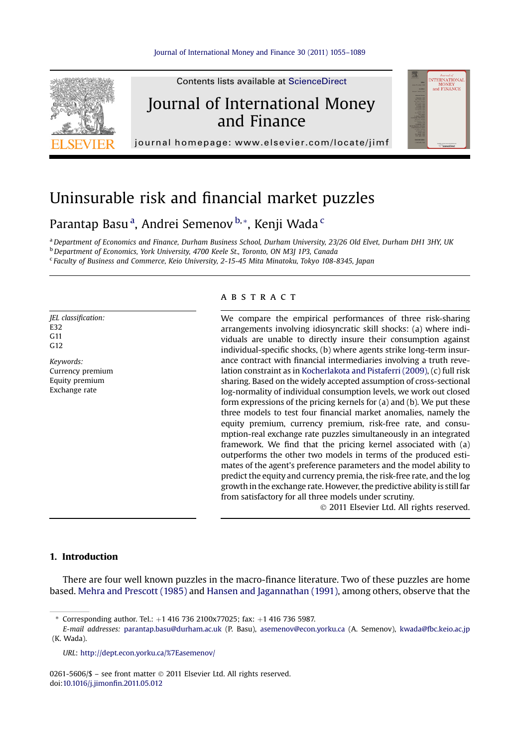# Uninsurable risk and financial market puzzles

Parantap Basu [a], Andrei Semenov [b,*], Kenji Wada [c]

[a] Department of Economics and Finance, Durham Business School, Durham University, 23/26 Old Elvet, Durham DH1 3HY, UK
[b] Department of Economics, York University, 4700 Keele St., Toronto, ON M3J 1P3, Canada
[c] Faculty of Business and Commerce, Keio University, 2-15-45 Mita Minatoku, Tokyo 108-8345, Japan

*JEL classification:*
E32
G11
G12

*Keywords:*
Currency premium
Equity premium
Exchange rate

## A B S T R A C T

We compare the empirical performances of three risk-sharing arrangements involving idiosyncratic skill shocks: (a) where individuals are unable to directly insure their consumption against individual-specific shocks, (b) where agents strike long-term insurance contract with financial intermediaries involving a truth revelation constraint as in Kocherlakota and Pistaferri (2009), (c) full risk sharing. Based on the widely accepted assumption of cross-sectional log-normality of individual consumption levels, we work out closed form expressions of the pricing kernels for (a) and (b). We put these three models to test four financial market anomalies, namely the equity premium, currency premium, risk-free rate, and consumption-real exchange rate puzzles simultaneously in an integrated framework. We find that the pricing kernel associated with (a) outperforms the other two models in terms of the produced estimates of the agent's preference parameters and the model ability to predict the equity and currency premia, the risk-free rate, and the log growth in the exchange rate. However, the predictive ability is still far from satisfactory for all three models under scrutiny.

© 2011 Elsevier Ltd. All rights reserved.

## 1. Introduction

There are four well known puzzles in the macro-finance literature. Two of these puzzles are home based. Mehra and Prescott (1985) and Hansen and Jagannathan (1991), among others, observe that the

* Corresponding author. Tel.: +1 416 736 2100x77025; fax: +1 416 736 5987.
*E-mail addresses:* parantap.basu@durham.ac.uk (P. Basu), asemenov@econ.yorku.ca (A. Semenov), kwada@fbc.keio.ac.jp (K. Wada).

*URL:* http://dept.econ.yorku.ca/%7Easemenov/

0261-5606/$ – see front matter © 2011 Elsevier Ltd. All rights reserved.
doi:10.1016/j.jimonfin.2011.05.012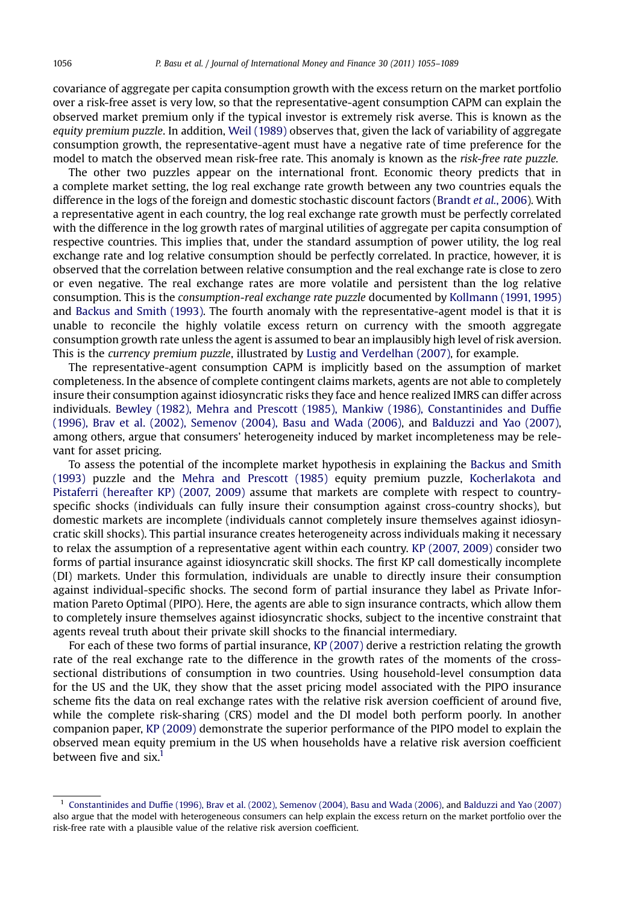covariance of aggregate per capita consumption growth with the excess return on the market portfolio over a risk-free asset is very low, so that the representative-agent consumption CAPM can explain the observed market premium only if the typical investor is extremely risk averse. This is known as the *equity premium puzzle*. In addition, Weil (1989) observes that, given the lack of variability of aggregate consumption growth, the representative-agent must have a negative rate of time preference for the model to match the observed mean risk-free rate. This anomaly is known as the *risk-free rate puzzle*.

The other two puzzles appear on the international front. Economic theory predicts that in a complete market setting, the log real exchange rate growth between any two countries equals the difference in the logs of the foreign and domestic stochastic discount factors (Brandt *et al.*, 2006). With a representative agent in each country, the log real exchange rate growth must be perfectly correlated with the difference in the log growth rates of marginal utilities of aggregate per capita consumption of respective countries. This implies that, under the standard assumption of power utility, the log real exchange rate and log relative consumption should be perfectly correlated. In practice, however, it is observed that the correlation between relative consumption and the real exchange rate is close to zero or even negative. The real exchange rates are more volatile and persistent than the log relative consumption. This is the *consumption-real exchange rate puzzle* documented by Kollmann (1991, 1995) and Backus and Smith (1993). The fourth anomaly with the representative-agent model is that it is unable to reconcile the highly volatile excess return on currency with the smooth aggregate consumption growth rate unless the agent is assumed to bear an implausibly high level of risk aversion. This is the *currency premium puzzle*, illustrated by Lustig and Verdelhan (2007), for example.

The representative-agent consumption CAPM is implicitly based on the assumption of market completeness. In the absence of complete contingent claims markets, agents are not able to completely insure their consumption against idiosyncratic risks they face and hence realized IMRS can differ across individuals. Bewley (1982), Mehra and Prescott (1985), Mankiw (1986), Constantinides and Duffie (1996), Brav et al. (2002), Semenov (2004), Basu and Wada (2006), and Balduzzi and Yao (2007), among others, argue that consumers' heterogeneity induced by market incompleteness may be relevant for asset pricing.

To assess the potential of the incomplete market hypothesis in explaining the Backus and Smith (1993) puzzle and the Mehra and Prescott (1985) equity premium puzzle, Kocherlakota and Pistaferri (hereafter KP) (2007, 2009) assume that markets are complete with respect to country-specific shocks (individuals can fully insure their consumption against cross-country shocks), but domestic markets are incomplete (individuals cannot completely insure themselves against idiosyncratic skill shocks). This partial insurance creates heterogeneity across individuals making it necessary to relax the assumption of a representative agent within each country. KP (2007, 2009) consider two forms of partial insurance against idiosyncratic skill shocks. The first KP call domestically incomplete (DI) markets. Under this formulation, individuals are unable to directly insure their consumption against individual-specific shocks. The second form of partial insurance they label as Private Information Pareto Optimal (PIPO). Here, the agents are able to sign insurance contracts, which allow them to completely insure themselves against idiosyncratic shocks, subject to the incentive constraint that agents reveal truth about their private skill shocks to the financial intermediary.

For each of these two forms of partial insurance, KP (2007) derive a restriction relating the growth rate of the real exchange rate to the difference in the growth rates of the moments of the cross-sectional distributions of consumption in two countries. Using household-level consumption data for the US and the UK, they show that the asset pricing model associated with the PIPO insurance scheme fits the data on real exchange rates with the relative risk aversion coefficient of around five, while the complete risk-sharing (CRS) model and the DI model both perform poorly. In another companion paper, KP (2009) demonstrate the superior performance of the PIPO model to explain the observed mean equity premium in the US when households have a relative risk aversion coefficient between five and six.[1]

[1] Constantinides and Duffie (1996), Brav et al. (2002), Semenov (2004), Basu and Wada (2006), and Balduzzi and Yao (2007) also argue that the model with heterogeneous consumers can help explain the excess return on the market portfolio over the risk-free rate with a plausible value of the relative risk aversion coefficient.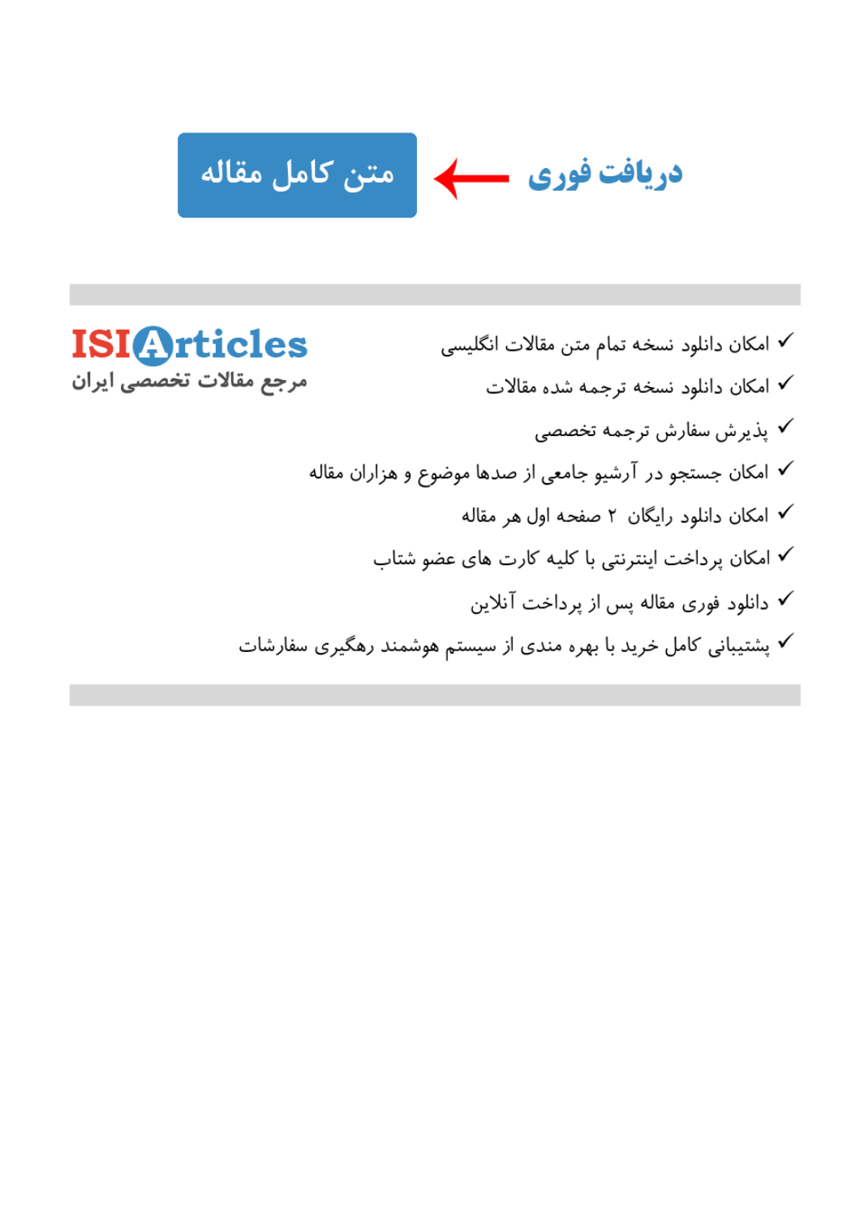دریافت فوری ← متن کامل مقاله

ISIArticles
مرجع مقالات تخصصی ایران

- ✓ امکان دانلود نسخه تمام متن مقالات انگلیسی
- ✓ امکان دانلود نسخه ترجمه شده مقالات
- ✓ پذیرش سفارش ترجمه تخصصی
- ✓ امکان جستجو در آرشیو جامعی از صدها موضوع و هزاران مقاله
- ✓ امکان دانلود رایگان ۲ صفحه اول هر مقاله
- ✓ امکان پرداخت اینترنتی با کلیه کارت های عضو شتاب
- ✓ دانلود فوری مقاله پس از پرداخت آنلاین
- ✓ پشتیبانی کامل خرید با بهره مندی از سیستم هوشمند رهگیری سفارشات